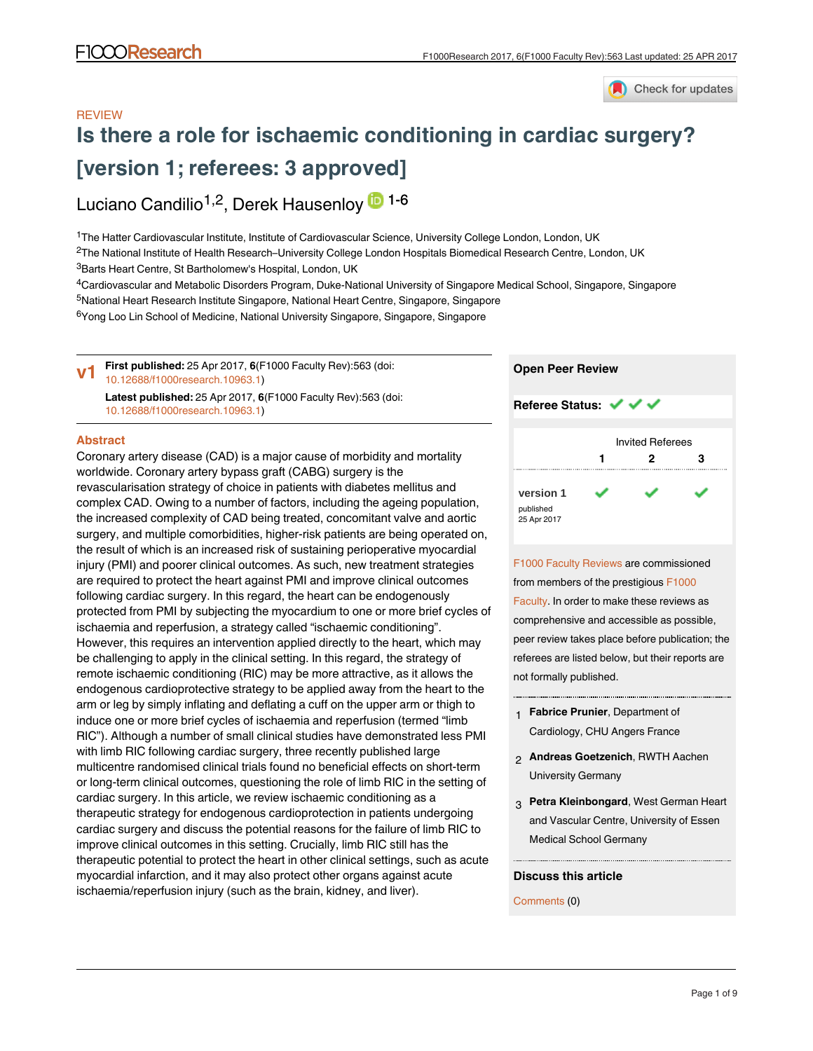REVIEW

# Is there a role for ischaemic conditioning in cardiac surgery? [version 1; referees: 3 approved]

Luciano Candilio[1,2], Derek Hausenloy[1-6]

[1]The Hatter Cardiovascular Institute, Institute of Cardiovascular Science, University College London, London, UK

[2]The National Institute of Health Research–University College London Hospitals Biomedical Research Centre, London, UK

[3]Barts Heart Centre, St Bartholomew's Hospital, London, UK

[4]Cardiovascular and Metabolic Disorders Program, Duke-National University of Singapore Medical School, Singapore, Singapore

[5]National Heart Research Institute Singapore, National Heart Centre, Singapore, Singapore

[6]Yong Loo Lin School of Medicine, National University Singapore, Singapore, Singapore

**v1** **First published:** 25 Apr 2017, **6**(F1000 Faculty Rev):563 (doi: 10.12688/f1000research.10963.1)

**Latest published:** 25 Apr 2017, **6**(F1000 Faculty Rev):563 (doi: 10.12688/f1000research.10963.1)

## Abstract

Coronary artery disease (CAD) is a major cause of morbidity and mortality worldwide. Coronary artery bypass graft (CABG) surgery is the revascularisation strategy of choice in patients with diabetes mellitus and complex CAD. Owing to a number of factors, including the ageing population, the increased complexity of CAD being treated, concomitant valve and aortic surgery, and multiple comorbidities, higher-risk patients are being operated on, the result of which is an increased risk of sustaining perioperative myocardial injury (PMI) and poorer clinical outcomes. As such, new treatment strategies are required to protect the heart against PMI and improve clinical outcomes following cardiac surgery. In this regard, the heart can be endogenously protected from PMI by subjecting the myocardium to one or more brief cycles of ischaemia and reperfusion, a strategy called "ischaemic conditioning". However, this requires an intervention applied directly to the heart, which may be challenging to apply in the clinical setting. In this regard, the strategy of remote ischaemic conditioning (RIC) may be more attractive, as it allows the endogenous cardioprotective strategy to be applied away from the heart to the arm or leg by simply inflating and deflating a cuff on the upper arm or thigh to induce one or more brief cycles of ischaemia and reperfusion (termed "limb RIC"). Although a number of small clinical studies have demonstrated less PMI with limb RIC following cardiac surgery, three recently published large multicentre randomised clinical trials found no beneficial effects on short-term or long-term clinical outcomes, questioning the role of limb RIC in the setting of cardiac surgery. In this article, we review ischaemic conditioning as a therapeutic strategy for endogenous cardioprotection in patients undergoing cardiac surgery and discuss the potential reasons for the failure of limb RIC to improve clinical outcomes in this setting. Crucially, limb RIC still has the therapeutic potential to protect the heart in other clinical settings, such as acute myocardial infarction, and it may also protect other organs against acute ischaemia/reperfusion injury (such as the brain, kidney, and liver).

## Open Peer Review

**Referee Status:** ✔ ✔ ✔

| | Invited Referees | | |
|---|---|---|---|
| | **1** | **2** | **3** |
| **version 1** published 25 Apr 2017 | ✔ | ✔ | ✔ |

F1000 Faculty Reviews are commissioned from members of the prestigious F1000 Faculty. In order to make these reviews as comprehensive and accessible as possible, peer review takes place before publication; the referees are listed below, but their reports are not formally published.

1. **Fabrice Prunier**, Department of Cardiology, CHU Angers France
2. **Andreas Goetzenich**, RWTH Aachen University Germany
3. **Petra Kleinbongard**, West German Heart and Vascular Centre, University of Essen Medical School Germany

### Discuss this article

Comments (0)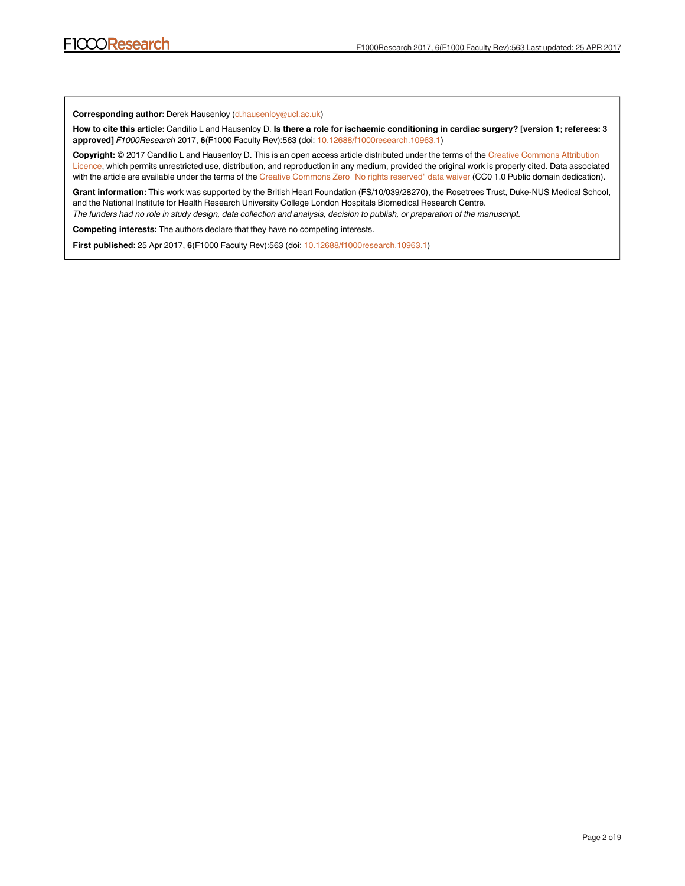**Corresponding author:** Derek Hausenloy (d.hausenloy@ucl.ac.uk)

**How to cite this article:** Candilio L and Hausenloy D. **Is there a role for ischaemic conditioning in cardiac surgery? [version 1; referees: 3 approved]** *F1000Research* 2017, **6**(F1000 Faculty Rev):563 (doi: 10.12688/f1000research.10963.1)

**Copyright:** © 2017 Candilio L and Hausenloy D. This is an open access article distributed under the terms of the Creative Commons Attribution Licence, which permits unrestricted use, distribution, and reproduction in any medium, provided the original work is properly cited. Data associated with the article are available under the terms of the Creative Commons Zero "No rights reserved" data waiver (CC0 1.0 Public domain dedication).

**Grant information:** This work was supported by the British Heart Foundation (FS/10/039/28270), the Rosetrees Trust, Duke-NUS Medical School, and the National Institute for Health Research University College London Hospitals Biomedical Research Centre.
*The funders had no role in study design, data collection and analysis, decision to publish, or preparation of the manuscript.*

**Competing interests:** The authors declare that they have no competing interests.

**First published:** 25 Apr 2017, **6**(F1000 Faculty Rev):563 (doi: 10.12688/f1000research.10963.1)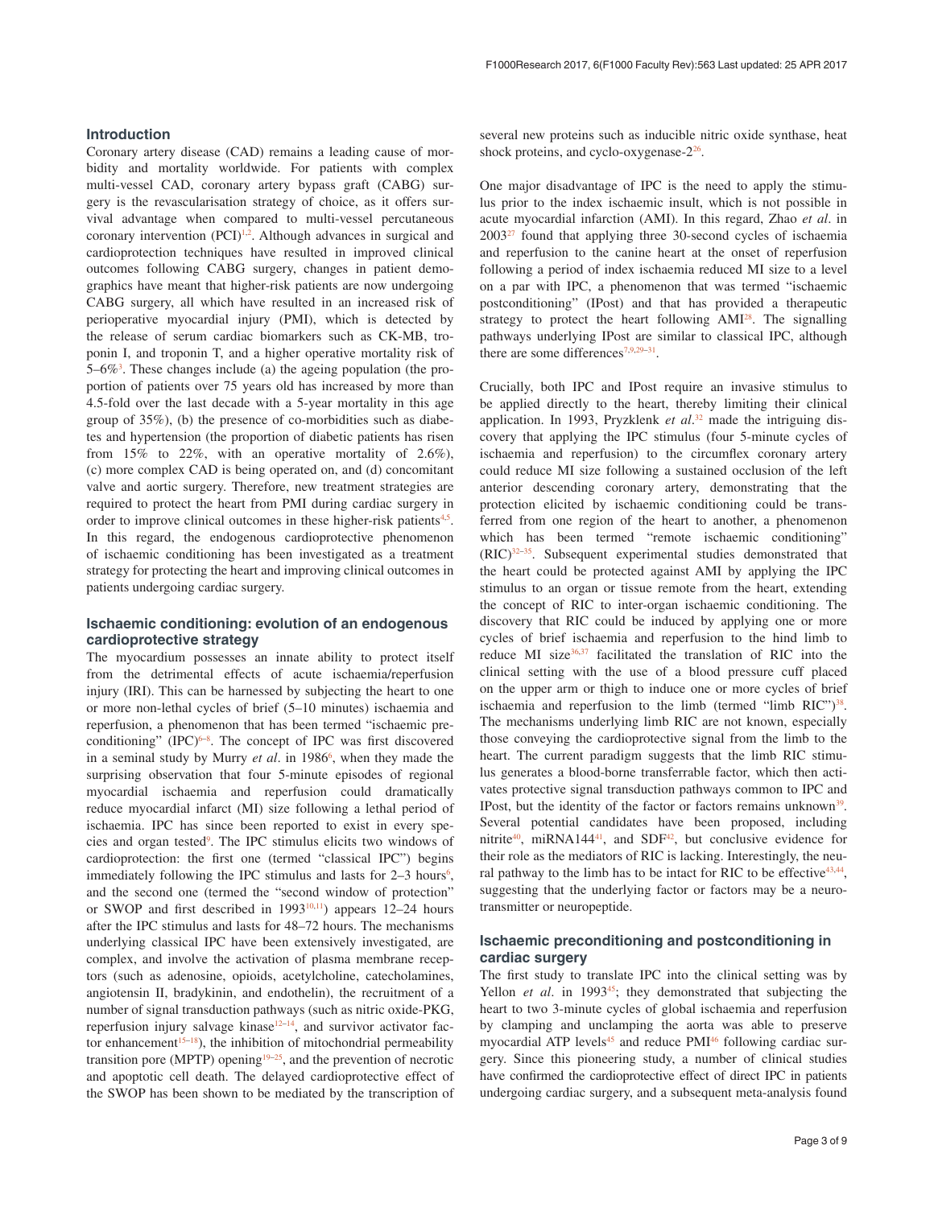## Introduction

Coronary artery disease (CAD) remains a leading cause of morbidity and mortality worldwide. For patients with complex multi-vessel CAD, coronary artery bypass graft (CABG) surgery is the revascularisation strategy of choice, as it offers survival advantage when compared to multi-vessel percutaneous coronary intervention (PCI)[1,2]. Although advances in surgical and cardioprotection techniques have resulted in improved clinical outcomes following CABG surgery, changes in patient demographics have meant that higher-risk patients are now undergoing CABG surgery, all which have resulted in an increased risk of perioperative myocardial injury (PMI), which is detected by the release of serum cardiac biomarkers such as CK-MB, troponin I, and troponin T, and a higher operative mortality risk of 5–6%[3]. These changes include (a) the ageing population (the proportion of patients over 75 years old has increased by more than 4.5-fold over the last decade with a 5-year mortality in this age group of 35%), (b) the presence of co-morbidities such as diabetes and hypertension (the proportion of diabetic patients has risen from 15% to 22%, with an operative mortality of 2.6%), (c) more complex CAD is being operated on, and (d) concomitant valve and aortic surgery. Therefore, new treatment strategies are required to protect the heart from PMI during cardiac surgery in order to improve clinical outcomes in these higher-risk patients[4,5]. In this regard, the endogenous cardioprotective phenomenon of ischaemic conditioning has been investigated as a treatment strategy for protecting the heart and improving clinical outcomes in patients undergoing cardiac surgery.

## Ischaemic conditioning: evolution of an endogenous cardioprotective strategy

The myocardium possesses an innate ability to protect itself from the detrimental effects of acute ischaemia/reperfusion injury (IRI). This can be harnessed by subjecting the heart to one or more non-lethal cycles of brief (5–10 minutes) ischaemia and reperfusion, a phenomenon that has been termed "ischaemic preconditioning" (IPC)[6–8]. The concept of IPC was first discovered in a seminal study by Murry *et al*. in 1986[6], when they made the surprising observation that four 5-minute episodes of regional myocardial ischaemia and reperfusion could dramatically reduce myocardial infarct (MI) size following a lethal period of ischaemia. IPC has since been reported to exist in every species and organ tested[9]. The IPC stimulus elicits two windows of cardioprotection: the first one (termed "classical IPC") begins immediately following the IPC stimulus and lasts for 2–3 hours[6], and the second one (termed the "second window of protection" or SWOP and first described in 1993[10,11]) appears 12–24 hours after the IPC stimulus and lasts for 48–72 hours. The mechanisms underlying classical IPC have been extensively investigated, are complex, and involve the activation of plasma membrane receptors (such as adenosine, opioids, acetylcholine, catecholamines, angiotensin II, bradykinin, and endothelin), the recruitment of a number of signal transduction pathways (such as nitric oxide-PKG, reperfusion injury salvage kinase[12–14], and survivor activator factor enhancement[15–18]), the inhibition of mitochondrial permeability transition pore (MPTP) opening[19–25], and the prevention of necrotic and apoptotic cell death. The delayed cardioprotective effect of the SWOP has been shown to be mediated by the transcription of several new proteins such as inducible nitric oxide synthase, heat shock proteins, and cyclo-oxygenase-2[26].

One major disadvantage of IPC is the need to apply the stimulus prior to the index ischaemic insult, which is not possible in acute myocardial infarction (AMI). In this regard, Zhao *et al*. in 2003[27] found that applying three 30-second cycles of ischaemia and reperfusion to the canine heart at the onset of reperfusion following a period of index ischaemia reduced MI size to a level on a par with IPC, a phenomenon that was termed "ischaemic postconditioning" (IPost) and that has provided a therapeutic strategy to protect the heart following AMI[28]. The signalling pathways underlying IPost are similar to classical IPC, although there are some differences[7,9,29–31].

Crucially, both IPC and IPost require an invasive stimulus to be applied directly to the heart, thereby limiting their clinical application. In 1993, Pryzklenk *et al*.[32] made the intriguing discovery that applying the IPC stimulus (four 5-minute cycles of ischaemia and reperfusion) to the circumflex coronary artery could reduce MI size following a sustained occlusion of the left anterior descending coronary artery, demonstrating that the protection elicited by ischaemic conditioning could be transferred from one region of the heart to another, a phenomenon which has been termed "remote ischaemic conditioning" (RIC)[32–35]. Subsequent experimental studies demonstrated that the heart could be protected against AMI by applying the IPC stimulus to an organ or tissue remote from the heart, extending the concept of RIC to inter-organ ischaemic conditioning. The discovery that RIC could be induced by applying one or more cycles of brief ischaemia and reperfusion to the hind limb to reduce MI size[36,37] facilitated the translation of RIC into the clinical setting with the use of a blood pressure cuff placed on the upper arm or thigh to induce one or more cycles of brief ischaemia and reperfusion to the limb (termed "limb RIC")[38]. The mechanisms underlying limb RIC are not known, especially those conveying the cardioprotective signal from the limb to the heart. The current paradigm suggests that the limb RIC stimulus generates a blood-borne transferrable factor, which then activates protective signal transduction pathways common to IPC and IPost, but the identity of the factor or factors remains unknown[39]. Several potential candidates have been proposed, including nitrite[40], miRNA144[41], and SDF[42], but conclusive evidence for their role as the mediators of RIC is lacking. Interestingly, the neural pathway to the limb has to be intact for RIC to be effective[43,44], suggesting that the underlying factor or factors may be a neurotransmitter or neuropeptide.

## Ischaemic preconditioning and postconditioning in cardiac surgery

The first study to translate IPC into the clinical setting was by Yellon *et al*. in 1993[45]; they demonstrated that subjecting the heart to two 3-minute cycles of global ischaemia and reperfusion by clamping and unclamping the aorta was able to preserve myocardial ATP levels[45] and reduce PMI[46] following cardiac surgery. Since this pioneering study, a number of clinical studies have confirmed the cardioprotective effect of direct IPC in patients undergoing cardiac surgery, and a subsequent meta-analysis found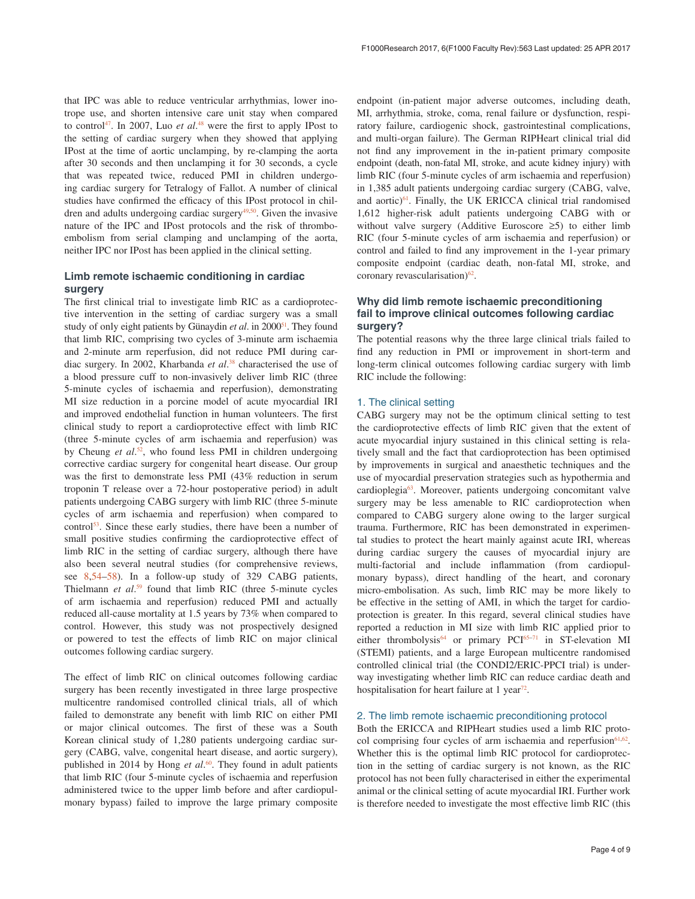that IPC was able to reduce ventricular arrhythmias, lower inotrope use, and shorten intensive care unit stay when compared to control[47]. In 2007, Luo *et al*.[48] were the first to apply IPost to the setting of cardiac surgery when they showed that applying IPost at the time of aortic unclamping, by re-clamping the aorta after 30 seconds and then unclamping it for 30 seconds, a cycle that was repeated twice, reduced PMI in children undergoing cardiac surgery for Tetralogy of Fallot. A number of clinical studies have confirmed the efficacy of this IPost protocol in children and adults undergoing cardiac surgery[49,50]. Given the invasive nature of the IPC and IPost protocols and the risk of thromboembolism from serial clamping and unclamping of the aorta, neither IPC nor IPost has been applied in the clinical setting.

### Limb remote ischaemic conditioning in cardiac surgery

The first clinical trial to investigate limb RIC as a cardioprotective intervention in the setting of cardiac surgery was a small study of only eight patients by Günaydin *et al*. in 2000[51]. They found that limb RIC, comprising two cycles of 3-minute arm ischaemia and 2-minute arm reperfusion, did not reduce PMI during cardiac surgery. In 2002, Kharbanda *et al*.[38] characterised the use of a blood pressure cuff to non-invasively deliver limb RIC (three 5-minute cycles of ischaemia and reperfusion), demonstrating MI size reduction in a porcine model of acute myocardial IRI and improved endothelial function in human volunteers. The first clinical study to report a cardioprotective effect with limb RIC (three 5-minute cycles of arm ischaemia and reperfusion) was by Cheung *et al*.[52], who found less PMI in children undergoing corrective cardiac surgery for congenital heart disease. Our group was the first to demonstrate less PMI (43% reduction in serum troponin T release over a 72-hour postoperative period) in adult patients undergoing CABG surgery with limb RIC (three 5-minute cycles of arm ischaemia and reperfusion) when compared to control[53]. Since these early studies, there have been a number of small positive studies confirming the cardioprotective effect of limb RIC in the setting of cardiac surgery, although there have also been several neutral studies (for comprehensive reviews, see 8,54–58). In a follow-up study of 329 CABG patients, Thielmann *et al*.[59] found that limb RIC (three 5-minute cycles of arm ischaemia and reperfusion) reduced PMI and actually reduced all-cause mortality at 1.5 years by 73% when compared to control. However, this study was not prospectively designed or powered to test the effects of limb RIC on major clinical outcomes following cardiac surgery.

The effect of limb RIC on clinical outcomes following cardiac surgery has been recently investigated in three large prospective multicentre randomised controlled clinical trials, all of which failed to demonstrate any benefit with limb RIC on either PMI or major clinical outcomes. The first of these was a South Korean clinical study of 1,280 patients undergoing cardiac surgery (CABG, valve, congenital heart disease, and aortic surgery), published in 2014 by Hong *et al*.[60]. They found in adult patients that limb RIC (four 5-minute cycles of ischaemia and reperfusion administered twice to the upper limb before and after cardiopulmonary bypass) failed to improve the large primary composite endpoint (in-patient major adverse outcomes, including death, MI, arrhythmia, stroke, coma, renal failure or dysfunction, respiratory failure, cardiogenic shock, gastrointestinal complications, and multi-organ failure). The German RIPHeart clinical trial did not find any improvement in the in-patient primary composite endpoint (death, non-fatal MI, stroke, and acute kidney injury) with limb RIC (four 5-minute cycles of arm ischaemia and reperfusion) in 1,385 adult patients undergoing cardiac surgery (CABG, valve, and aortic)[61]. Finally, the UK ERICCA clinical trial randomised 1,612 higher-risk adult patients undergoing CABG with or without valve surgery (Additive Euroscore ≥5) to either limb RIC (four 5-minute cycles of arm ischaemia and reperfusion) or control and failed to find any improvement in the 1-year primary composite endpoint (cardiac death, non-fatal MI, stroke, and coronary revascularisation)[62].

### Why did limb remote ischaemic preconditioning fail to improve clinical outcomes following cardiac surgery?

The potential reasons why the three large clinical trials failed to find any reduction in PMI or improvement in short-term and long-term clinical outcomes following cardiac surgery with limb RIC include the following:

#### 1. The clinical setting

CABG surgery may not be the optimum clinical setting to test the cardioprotective effects of limb RIC given that the extent of acute myocardial injury sustained in this clinical setting is relatively small and the fact that cardioprotection has been optimised by improvements in surgical and anaesthetic techniques and the use of myocardial preservation strategies such as hypothermia and cardioplegia[63]. Moreover, patients undergoing concomitant valve surgery may be less amenable to RIC cardioprotection when compared to CABG surgery alone owing to the larger surgical trauma. Furthermore, RIC has been demonstrated in experimental studies to protect the heart mainly against acute IRI, whereas during cardiac surgery the causes of myocardial injury are multi-factorial and include inflammation (from cardiopulmonary bypass), direct handling of the heart, and coronary micro-embolisation. As such, limb RIC may be more likely to be effective in the setting of AMI, in which the target for cardioprotection is greater. In this regard, several clinical studies have reported a reduction in MI size with limb RIC applied prior to either thrombolysis[64] or primary PCI[65–71] in ST-elevation MI (STEMI) patients, and a large European multicentre randomised controlled clinical trial (the CONDI2/ERIC-PPCI trial) is underway investigating whether limb RIC can reduce cardiac death and hospitalisation for heart failure at 1 year[72].

#### 2. The limb remote ischaemic preconditioning protocol

Both the ERICCA and RIPHeart studies used a limb RIC protocol comprising four cycles of arm ischaemia and reperfusion[61,62]. Whether this is the optimal limb RIC protocol for cardioprotection in the setting of cardiac surgery is not known, as the RIC protocol has not been fully characterised in either the experimental animal or the clinical setting of acute myocardial IRI. Further work is therefore needed to investigate the most effective limb RIC (this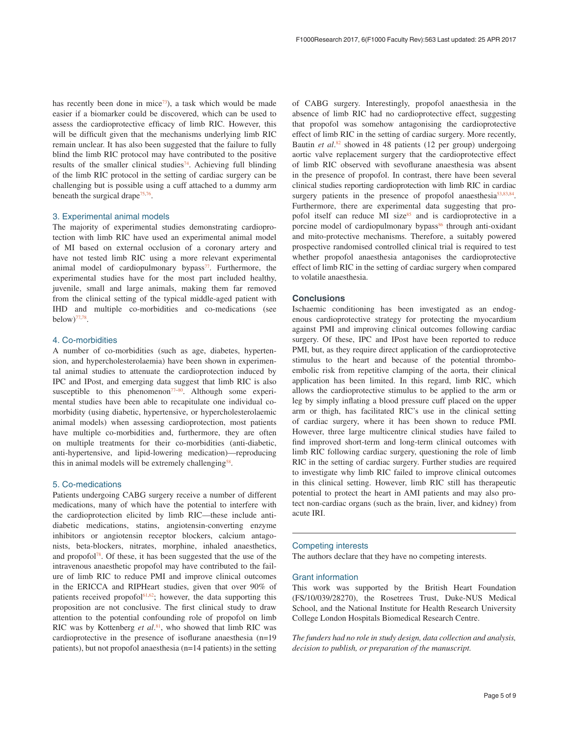has recently been done in mice[73]), a task which would be made easier if a biomarker could be discovered, which can be used to assess the cardioprotective efficacy of limb RIC. However, this will be difficult given that the mechanisms underlying limb RIC remain unclear. It has also been suggested that the failure to fully blind the limb RIC protocol may have contributed to the positive results of the smaller clinical studies[74]. Achieving full blinding of the limb RIC protocol in the setting of cardiac surgery can be challenging but is possible using a cuff attached to a dummy arm beneath the surgical drape[75,76].

### 3. Experimental animal models

The majority of experimental studies demonstrating cardioprotection with limb RIC have used an experimental animal model of MI based on external occlusion of a coronary artery and have not tested limb RIC using a more relevant experimental animal model of cardiopulmonary bypass[77]. Furthermore, the experimental studies have for the most part included healthy, juvenile, small and large animals, making them far removed from the clinical setting of the typical middle-aged patient with IHD and multiple co-morbidities and co-medications (see below)[77,78].

### 4. Co-morbidities

A number of co-morbidities (such as age, diabetes, hypertension, and hypercholesterolaemia) have been shown in experimental animal studies to attenuate the cardioprotection induced by IPC and IPost, and emerging data suggest that limb RIC is also susceptible to this phenomenon[77–80]. Although some experimental studies have been able to recapitulate one individual co-morbidity (using diabetic, hypertensive, or hypercholesterolaemic animal models) when assessing cardioprotection, most patients have multiple co-morbidities and, furthermore, they are often on multiple treatments for their co-morbidities (anti-diabetic, anti-hypertensive, and lipid-lowering medication)—reproducing this in animal models will be extremely challenging[58].

### 5. Co-medications

Patients undergoing CABG surgery receive a number of different medications, many of which have the potential to interfere with the cardioprotection elicited by limb RIC—these include anti-diabetic medications, statins, angiotensin-converting enzyme inhibitors or angiotensin receptor blockers, calcium antagonists, beta-blockers, nitrates, morphine, inhaled anaesthetics, and propofol[78]. Of these, it has been suggested that the use of the intravenous anaesthetic propofol may have contributed to the failure of limb RIC to reduce PMI and improve clinical outcomes in the ERICCA and RIPHeart studies, given that over 90% of patients received propofol[61,62]; however, the data supporting this proposition are not conclusive. The first clinical study to draw attention to the potential confounding role of propofol on limb RIC was by Kottenberg *et al*.[81], who showed that limb RIC was cardioprotective in the presence of isoflurane anaesthesia (n=19 patients), but not propofol anaesthesia (n=14 patients) in the setting of CABG surgery. Interestingly, propofol anaesthesia in the absence of limb RIC had no cardioprotective effect, suggesting that propofol was somehow antagonising the cardioprotective effect of limb RIC in the setting of cardiac surgery. More recently, Bautin *et al*.[82] showed in 48 patients (12 per group) undergoing aortic valve replacement surgery that the cardioprotective effect of limb RIC observed with sevoflurane anaesthesia was absent in the presence of propofol. In contrast, there have been several clinical studies reporting cardioprotection with limb RIC in cardiac surgery patients in the presence of propofol anaesthesia[53,83,84]. Furthermore, there are experimental data suggesting that propofol itself can reduce MI size[85] and is cardioprotective in a porcine model of cardiopulmonary bypass[86] through anti-oxidant and mito-protective mechanisms. Therefore, a suitably powered prospective randomised controlled clinical trial is required to test whether propofol anaesthesia antagonises the cardioprotective effect of limb RIC in the setting of cardiac surgery when compared to volatile anaesthesia.

## Conclusions

Ischaemic conditioning has been investigated as an endogenous cardioprotective strategy for protecting the myocardium against PMI and improving clinical outcomes following cardiac surgery. Of these, IPC and IPost have been reported to reduce PMI, but, as they require direct application of the cardioprotective stimulus to the heart and because of the potential thromboembolic risk from repetitive clamping of the aorta, their clinical application has been limited. In this regard, limb RIC, which allows the cardioprotective stimulus to be applied to the arm or leg by simply inflating a blood pressure cuff placed on the upper arm or thigh, has facilitated RIC's use in the clinical setting of cardiac surgery, where it has been shown to reduce PMI. However, three large multicentre clinical studies have failed to find improved short-term and long-term clinical outcomes with limb RIC following cardiac surgery, questioning the role of limb RIC in the setting of cardiac surgery. Further studies are required to investigate why limb RIC failed to improve clinical outcomes in this clinical setting. However, limb RIC still has therapeutic potential to protect the heart in AMI patients and may also protect non-cardiac organs (such as the brain, liver, and kidney) from acute IRI.

## Competing interests

The authors declare that they have no competing interests.

## Grant information

This work was supported by the British Heart Foundation (FS/10/039/28270), the Rosetrees Trust, Duke-NUS Medical School, and the National Institute for Health Research University College London Hospitals Biomedical Research Centre.

*The funders had no role in study design, data collection and analysis, decision to publish, or preparation of the manuscript.*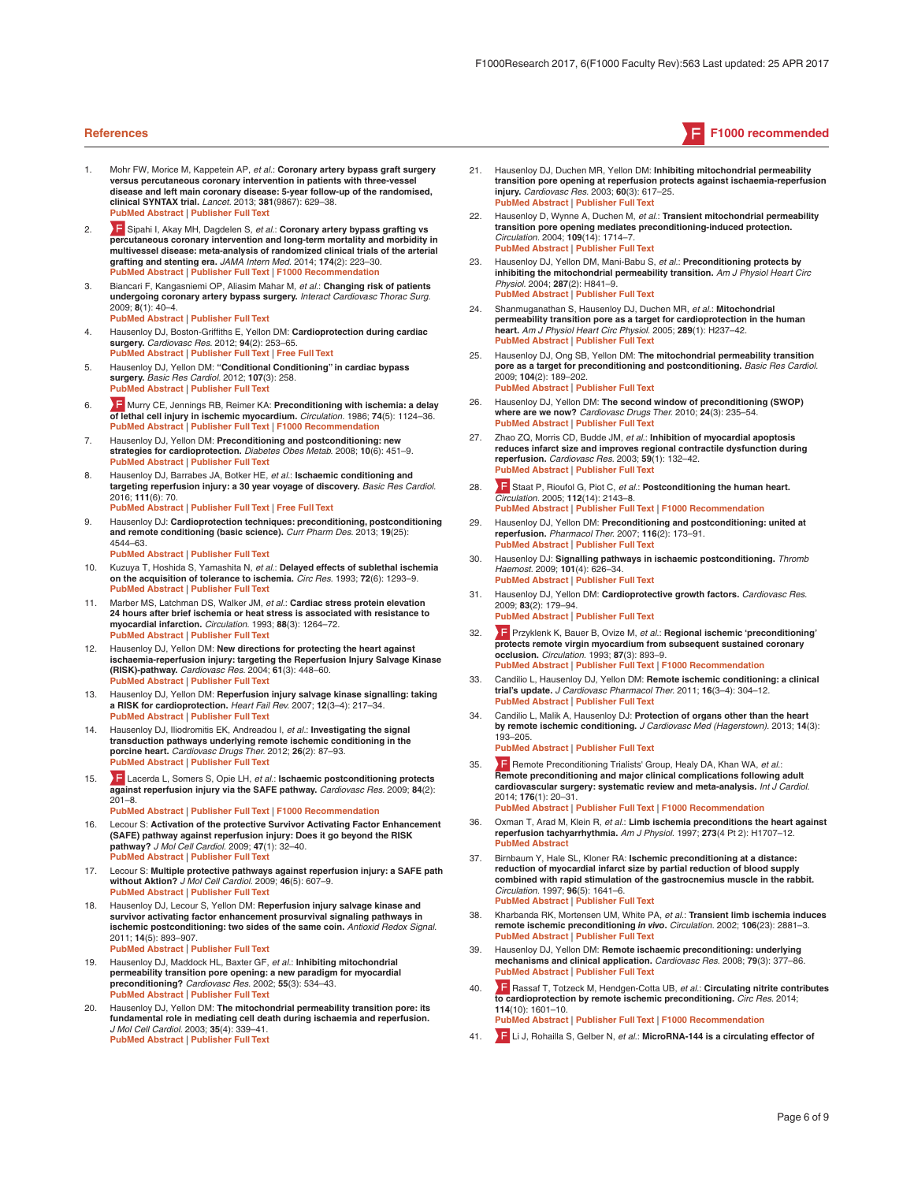## References

F1000 recommended

1. Mohr FW, Morice M, Kappetein AP, *et al.*: **Coronary artery bypass graft surgery versus percutaneous coronary intervention in patients with three-vessel disease and left main coronary disease: 5-year follow-up of the randomised, clinical SYNTAX trial.** *Lancet.* 2013; **381**(9867): 629–38.
PubMed Abstract | Publisher Full Text

2. F Sipahi I, Akay MH, Dagdelen S, *et al.*: **Coronary artery bypass grafting vs percutaneous coronary intervention and long-term mortality and morbidity in multivessel disease: meta-analysis of randomized clinical trials of the arterial grafting and stenting era.** *JAMA Intern Med.* 2014; **174**(2): 223–30.
PubMed Abstract | Publisher Full Text | F1000 Recommendation

3. Biancari F, Kangasniemi OP, Aliasim Mahar M, *et al.*: **Changing risk of patients undergoing coronary artery bypass surgery.** *Interact Cardiovasc Thorac Surg.* 2009; **8**(1): 40–4.
PubMed Abstract | Publisher Full Text

4. Hausenloy DJ, Boston-Griffiths E, Yellon DM: **Cardioprotection during cardiac surgery.** *Cardiovasc Res.* 2012; **94**(2): 253–65.
PubMed Abstract | Publisher Full Text | Free Full Text

5. Hausenloy DJ, Yellon DM: **"Conditional Conditioning" in cardiac bypass surgery.** *Basic Res Cardiol.* 2012; **107**(3): 258.
PubMed Abstract | Publisher Full Text

6. F Murry CE, Jennings RB, Reimer KA: **Preconditioning with ischemia: a delay of lethal cell injury in ischemic myocardium.** *Circulation.* 1986; **74**(5): 1124–36.
PubMed Abstract | Publisher Full Text | F1000 Recommendation

7. Hausenloy DJ, Yellon DM: **Preconditioning and postconditioning: new strategies for cardioprotection.** *Diabetes Obes Metab.* 2008; **10**(6): 451–9.
PubMed Abstract | Publisher Full Text

8. Hausenloy DJ, Barrabes JA, Botker HE, *et al.*: **Ischaemic conditioning and targeting reperfusion injury: a 30 year voyage of discovery.** *Basic Res Cardiol.* 2016; **111**(6): 70.
PubMed Abstract | Publisher Full Text | Free Full Text

9. Hausenloy DJ: **Cardioprotection techniques: preconditioning, postconditioning and remote conditioning (basic science).** *Curr Pharm Des.* 2013; **19**(25): 4544–63.
PubMed Abstract | Publisher Full Text

10. Kuzuya T, Hoshida S, Yamashita N, *et al.*: **Delayed effects of sublethal ischemia on the acquisition of tolerance to ischemia.** *Circ Res.* 1993; **72**(6): 1293–9.
PubMed Abstract | Publisher Full Text

11. Marber MS, Latchman DS, Walker JM, *et al.*: **Cardiac stress protein elevation 24 hours after brief ischemia or heat stress is associated with resistance to myocardial infarction.** *Circulation.* 1993; **88**(3): 1264–72.
PubMed Abstract | Publisher Full Text

12. Hausenloy DJ, Yellon DM: **New directions for protecting the heart against ischaemia-reperfusion injury: targeting the Reperfusion Injury Salvage Kinase (RISK)-pathway.** *Cardiovasc Res.* 2004; **61**(3): 448–60.
PubMed Abstract | Publisher Full Text

13. Hausenloy DJ, Yellon DM: **Reperfusion injury salvage kinase signalling: taking a RISK for cardioprotection.** *Heart Fail Rev.* 2007; **12**(3–4): 217–34.
PubMed Abstract | Publisher Full Text

14. Hausenloy DJ, Iliodromitis EK, Andreadou I, *et al.*: **Investigating the signal transduction pathways underlying remote ischemic conditioning in the porcine heart.** *Cardiovasc Drugs Ther.* 2012; **26**(2): 87–93.
PubMed Abstract | Publisher Full Text

15. F Lacerda L, Somers S, Opie LH, *et al.*: **Ischaemic postconditioning protects against reperfusion injury via the SAFE pathway.** *Cardiovasc Res.* 2009; **84**(2): 201–8.
PubMed Abstract | Publisher Full Text | F1000 Recommendation

16. Lecour S: **Activation of the protective Survivor Activating Factor Enhancement (SAFE) pathway against reperfusion injury: Does it go beyond the RISK pathway?** *J Mol Cell Cardiol.* 2009; **47**(1): 32–40.
PubMed Abstract | Publisher Full Text

17. Lecour S: **Multiple protective pathways against reperfusion injury: a SAFE path without Aktion?** *J Mol Cell Cardiol.* 2009; **46**(5): 607–9.
PubMed Abstract | Publisher Full Text

18. Hausenloy DJ, Lecour S, Yellon DM: **Reperfusion injury salvage kinase and survivor activating factor enhancement prosurvival signaling pathways in ischemic postconditioning: two sides of the same coin.** *Antioxid Redox Signal.* 2011; **14**(5): 893–907.
PubMed Abstract | Publisher Full Text

19. Hausenloy DJ, Maddock HL, Baxter GF, *et al.*: **Inhibiting mitochondrial permeability transition pore opening: a new paradigm for myocardial preconditioning?** *Cardiovasc Res.* 2002; **55**(3): 534–43.
PubMed Abstract | Publisher Full Text

20. Hausenloy DJ, Yellon DM: **The mitochondrial permeability transition pore: its fundamental role in mediating cell death during ischaemia and reperfusion.** *J Mol Cell Cardiol.* 2003; **35**(4): 339–41.
PubMed Abstract | Publisher Full Text

21. Hausenloy DJ, Duchen MR, Yellon DM: **Inhibiting mitochondrial permeability transition pore opening at reperfusion protects against ischaemia-reperfusion injury.** *Cardiovasc Res.* 2003; **60**(3): 617–25.
PubMed Abstract | Publisher Full Text

22. Hausenloy D, Wynne A, Duchen M, *et al.*: **Transient mitochondrial permeability transition pore opening mediates preconditioning-induced protection.** *Circulation.* 2004; **109**(14): 1714–7.
PubMed Abstract | Publisher Full Text

23. Hausenloy DJ, Yellon DM, Mani-Babu S, *et al.*: **Preconditioning protects by inhibiting the mitochondrial permeability transition.** *Am J Physiol Heart Circ Physiol.* 2004; **287**(2): H841–9.
PubMed Abstract | Publisher Full Text

24. Shanmuganathan S, Hausenloy DJ, Duchen MR, *et al.*: **Mitochondrial permeability transition pore as a target for cardioprotection in the human heart.** *Am J Physiol Heart Circ Physiol.* 2005; **289**(1): H237–42.
PubMed Abstract | Publisher Full Text

25. Hausenloy DJ, Ong SB, Yellon DM: **The mitochondrial permeability transition pore as a target for preconditioning and postconditioning.** *Basic Res Cardiol.* 2009; **104**(2): 189–202.
PubMed Abstract | Publisher Full Text

26. Hausenloy DJ, Yellon DM: **The second window of preconditioning (SWOP) where are we now?** *Cardiovasc Drugs Ther.* 2010; **24**(3): 235–54.
PubMed Abstract | Publisher Full Text

27. Zhao ZQ, Morris CD, Budde JM, *et al.*: **Inhibition of myocardial apoptosis reduces infarct size and improves regional contractile dysfunction during reperfusion.** *Cardiovasc Res.* 2003; **59**(1): 132–42.
PubMed Abstract | Publisher Full Text

28. F Staat P, Rioufol G, Piot C, *et al.*: **Postconditioning the human heart.** *Circulation.* 2005; **112**(14): 2143–8.
PubMed Abstract | Publisher Full Text | F1000 Recommendation

29. Hausenloy DJ, Yellon DM: **Preconditioning and postconditioning: united at reperfusion.** *Pharmacol Ther.* 2007; **116**(2): 173–91.
PubMed Abstract | Publisher Full Text

30. Hausenloy DJ: **Signalling pathways in ischaemic postconditioning.** *Thromb Haemost.* 2009; **101**(4): 626–34.
PubMed Abstract | Publisher Full Text

31. Hausenloy DJ, Yellon DM: **Cardioprotective growth factors.** *Cardiovasc Res.* 2009; **83**(2): 179–94.
PubMed Abstract | Publisher Full Text

32. F Przyklenk K, Bauer B, Ovize M, *et al.*: **Regional ischemic 'preconditioning' protects remote virgin myocardium from subsequent sustained coronary occlusion.** *Circulation.* 1993; **87**(3): 893–9.
PubMed Abstract | Publisher Full Text | F1000 Recommendation

33. Candilio L, Hausenloy DJ, Yellon DM: **Remote ischemic conditioning: a clinical trial's update.** *J Cardiovasc Pharmacol Ther.* 2011; **16**(3–4): 304–12.
PubMed Abstract | Publisher Full Text

34. Candilio L, Malik A, Hausenloy DJ: **Protection of organs other than the heart by remote ischemic conditioning.** *J Cardiovasc Med (Hagerstown).* 2013; **14**(3): 193–205.
PubMed Abstract | Publisher Full Text

35. F Remote Preconditioning Trialists' Group, Healy DA, Khan WA, *et al.*: **Remote preconditioning and major clinical complications following adult cardiovascular surgery: systematic review and meta-analysis.** *Int J Cardiol.* 2014; **176**(1): 20–31.
PubMed Abstract | Publisher Full Text | F1000 Recommendation

36. Oxman T, Arad M, Klein R, *et al.*: **Limb ischemia preconditions the heart against reperfusion tachyarrhythmia.** *Am J Physiol.* 1997; **273**(4 Pt 2): H1707–12.
PubMed Abstract

37. Birnbaum Y, Hale SL, Kloner RA: **Ischemic preconditioning at a distance: reduction of myocardial infarct size by partial reduction of blood supply combined with rapid stimulation of the gastrocnemius muscle in the rabbit.** *Circulation.* 1997; **96**(5): 1641–6.
PubMed Abstract | Publisher Full Text

38. Kharbanda RK, Mortensen UM, White PA, *et al.*: **Transient limb ischemia induces remote ischemic preconditioning *in vivo*.** *Circulation.* 2002; **106**(23): 2881–3.
PubMed Abstract | Publisher Full Text

39. Hausenloy DJ, Yellon DM: **Remote ischaemic preconditioning: underlying mechanisms and clinical application.** *Cardiovasc Res.* 2008; **79**(3): 377–86.
PubMed Abstract | Publisher Full Text

40. F Rassaf T, Totzeck M, Hendgen-Cotta UB, *et al.*: **Circulating nitrite contributes to cardioprotection by remote ischemic preconditioning.** *Circ Res.* 2014; **114**(10): 1601–10.
PubMed Abstract | Publisher Full Text | F1000 Recommendation

41. F Li J, Rohailla S, Gelber N, *et al.*: **MicroRNA-144 is a circulating effector of**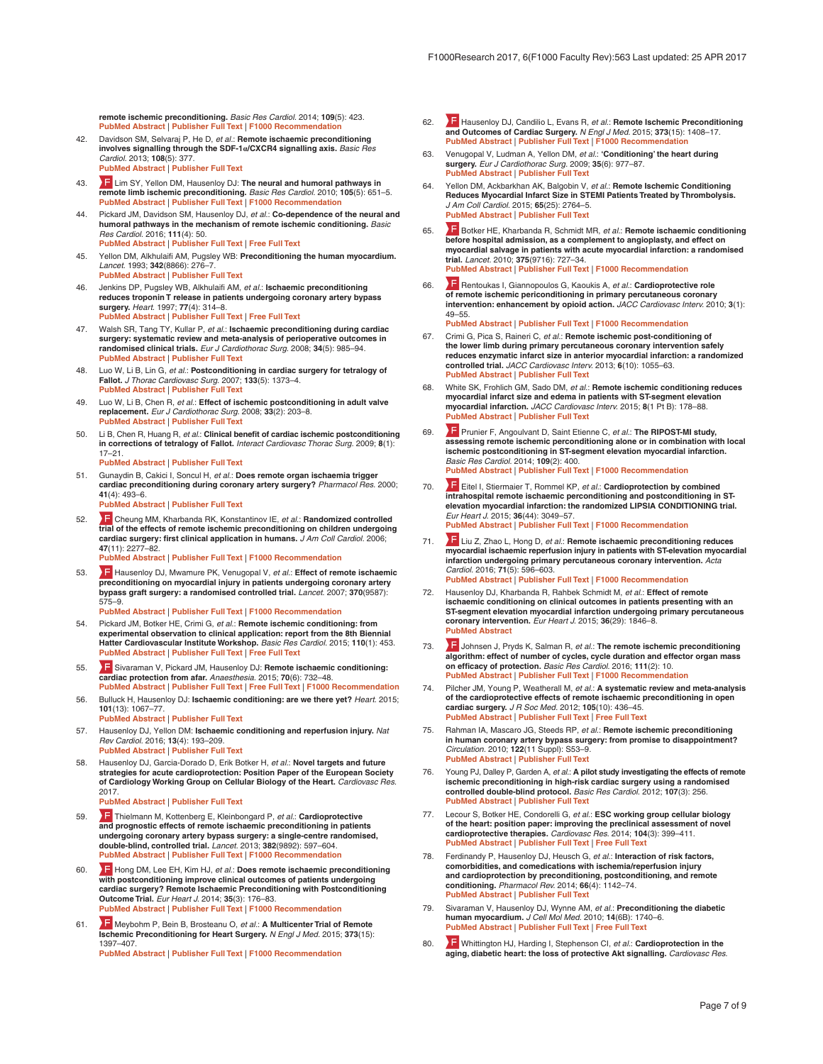remote ischemic preconditioning. *Basic Res Cardiol.* 2014; **109**(5): 423.
PubMed Abstract | Publisher Full Text | F1000 Recommendation

42. Davidson SM, Selvaraj P, He D, *et al.*: **Remote ischaemic preconditioning involves signalling through the SDF-1α/CXCR4 signalling axis.** *Basic Res Cardiol.* 2013; **108**(5): 377.
PubMed Abstract | Publisher Full Text

43. F Lim SY, Yellon DM, Hausenloy DJ: **The neural and humoral pathways in remote limb ischemic preconditioning.** *Basic Res Cardiol.* 2010; **105**(5): 651–5.
PubMed Abstract | Publisher Full Text | F1000 Recommendation

44. Pickard JM, Davidson SM, Hausenloy DJ, *et al.*: **Co-dependence of the neural and humoral pathways in the mechanism of remote ischemic conditioning.** *Basic Res Cardiol.* 2016; **111**(4): 50.
PubMed Abstract | Publisher Full Text | Free Full Text

45. Yellon DM, Alkhulaifi AM, Pugsley WB: **Preconditioning the human myocardium.** *Lancet.* 1993; **342**(8866): 276–7.
PubMed Abstract | Publisher Full Text

46. Jenkins DP, Pugsley WB, Alkhulaifi AM, *et al.*: **Ischaemic preconditioning reduces troponin T release in patients undergoing coronary artery bypass surgery.** *Heart.* 1997; **77**(4): 314–8.
PubMed Abstract | Publisher Full Text | Free Full Text

47. Walsh SR, Tang TY, Kullar P, *et al.*: **Ischaemic preconditioning during cardiac surgery: systematic review and meta-analysis of perioperative outcomes in randomised clinical trials.** *Eur J Cardiothorac Surg.* 2008; **34**(5): 985–94.
PubMed Abstract | Publisher Full Text

48. Luo W, Li B, Lin G, *et al.*: **Postconditioning in cardiac surgery for tetralogy of Fallot.** *J Thorac Cardiovasc Surg.* 2007; **133**(5): 1373–4.
PubMed Abstract | Publisher Full Text

49. Luo W, Li B, Chen R, *et al.*: **Effect of ischemic postconditioning in adult valve replacement.** *Eur J Cardiothorac Surg.* 2008; **33**(2): 203–8.
PubMed Abstract | Publisher Full Text

50. Li B, Chen R, Huang R, *et al.*: **Clinical benefit of cardiac ischemic postconditioning in corrections of tetralogy of Fallot.** *Interact Cardiovasc Thorac Surg.* 2009; **8**(1): 17–21.
PubMed Abstract | Publisher Full Text

51. Gunaydin B, Cakici I, Soncul H, *et al.*: **Does remote organ ischaemia trigger cardiac preconditioning during coronary artery surgery?** *Pharmacol Res.* 2000; **41**(4): 493–6.
PubMed Abstract | Publisher Full Text

52. F Cheung MM, Kharbanda RK, Konstantinov IE, *et al.*: **Randomized controlled trial of the effects of remote ischemic preconditioning on children undergoing cardiac surgery: first clinical application in humans.** *J Am Coll Cardiol.* 2006; **47**(11): 2277–82.
PubMed Abstract | Publisher Full Text | F1000 Recommendation

53. F Hausenloy DJ, Mwamure PK, Venugopal V, *et al.*: **Effect of remote ischaemic preconditioning on myocardial injury in patients undergoing coronary artery bypass graft surgery: a randomised controlled trial.** *Lancet.* 2007; **370**(9587): 575–9.
PubMed Abstract | Publisher Full Text | F1000 Recommendation

54. Pickard JM, Botker HE, Crimi G, *et al.*: **Remote ischemic conditioning: from experimental observation to clinical application: report from the 8th Biennial Hatter Cardiovascular Institute Workshop.** *Basic Res Cardiol.* 2015; **110**(1): 453.
PubMed Abstract | Publisher Full Text | Free Full Text

55. F Sivaraman V, Pickard JM, Hausenloy DJ: **Remote ischaemic conditioning: cardiac protection from afar.** *Anaesthesia.* 2015; **70**(6): 732–48.
PubMed Abstract | Publisher Full Text | Free Full Text | F1000 Recommendation

56. Bulluck H, Hausenloy DJ: **Ischaemic conditioning: are we there yet?** *Heart.* 2015; **101**(13): 1067–77.
PubMed Abstract | Publisher Full Text

57. Hausenloy DJ, Yellon DM: **Ischaemic conditioning and reperfusion injury.** *Nat Rev Cardiol.* 2016; **13**(4): 193–209.
PubMed Abstract | Publisher Full Text

58. Hausenloy DJ, Garcia-Dorado D, Erik Botker H, *et al.*: **Novel targets and future strategies for acute cardioprotection: Position Paper of the European Society of Cardiology Working Group on Cellular Biology of the Heart.** *Cardiovasc Res.* 2017.
PubMed Abstract | Publisher Full Text

59. F Thielmann M, Kottenberg E, Kleinbongard P, *et al.*: **Cardioprotective and prognostic effects of remote ischaemic preconditioning in patients undergoing coronary artery bypass surgery: a single-centre randomised, double-blind, controlled trial.** *Lancet.* 2013; **382**(9892): 597–604.
PubMed Abstract | Publisher Full Text | F1000 Recommendation

60. F Hong DM, Lee EH, Kim HJ, *et al.*: **Does remote ischaemic preconditioning with postconditioning improve clinical outcomes of patients undergoing cardiac surgery? Remote Ischaemic Preconditioning with Postconditioning Outcome Trial.** *Eur Heart J.* 2014; **35**(3): 176–83.
PubMed Abstract | Publisher Full Text | F1000 Recommendation

61. F Meybohm P, Bein B, Brosteanu O, *et al.*: **A Multicenter Trial of Remote Ischemic Preconditioning for Heart Surgery.** *N Engl J Med.* 2015; **373**(15): 1397–407.
PubMed Abstract | Publisher Full Text | F1000 Recommendation

62. F Hausenloy DJ, Candilio L, Evans R, *et al.*: **Remote Ischemic Preconditioning and Outcomes of Cardiac Surgery.** *N Engl J Med.* 2015; **373**(15): 1408–17.
PubMed Abstract | Publisher Full Text | F1000 Recommendation

63. Venugopal V, Ludman A, Yellon DM, *et al.*: **'Conditioning' the heart during surgery.** *Eur J Cardiothorac Surg.* 2009; **35**(6): 977–87.
PubMed Abstract | Publisher Full Text

64. Yellon DM, Ackbarkhan AK, Balgobin V, *et al.*: **Remote Ischemic Conditioning Reduces Myocardial Infarct Size in STEMI Patients Treated by Thrombolysis.** *J Am Coll Cardiol.* 2015; **65**(25): 2764–5.
PubMed Abstract | Publisher Full Text

65. F Botker HE, Kharbanda R, Schmidt MR, *et al.*: **Remote ischaemic conditioning before hospital admission, as a complement to angioplasty, and effect on myocardial salvage in patients with acute myocardial infarction: a randomised trial.** *Lancet.* 2010; **375**(9716): 727–34.
PubMed Abstract | Publisher Full Text | F1000 Recommendation

66. F Rentoukas I, Giannopoulos G, Kaoukis A, *et al.*: **Cardioprotective role of remote ischemic periconditioning in primary percutaneous coronary intervention: enhancement by opioid action.** *JACC Cardiovasc Interv.* 2010; **3**(1): 49–55.
PubMed Abstract | Publisher Full Text | F1000 Recommendation

67. Crimi G, Pica S, Raineri C, *et al.*: **Remote ischemic post-conditioning of the lower limb during primary percutaneous coronary intervention safely reduces enzymatic infarct size in anterior myocardial infarction: a randomized controlled trial.** *JACC Cardiovasc Interv.* 2013; **6**(10): 1055–63.
PubMed Abstract | Publisher Full Text

68. White SK, Frohlich GM, Sado DM, *et al.*: **Remote ischemic conditioning reduces myocardial infarct size and edema in patients with ST-segment elevation myocardial infarction.** *JACC Cardiovasc Interv.* 2015; **8**(1 Pt B): 178–88.
PubMed Abstract | Publisher Full Text

69. F Prunier F, Angoulvant D, Saint Etienne C, *et al.*: **The RIPOST-MI study, assessing remote ischemic perconditioning alone or in combination with local ischemic postconditioning in ST-segment elevation myocardial infarction.** *Basic Res Cardiol.* 2014; **109**(2): 400.
PubMed Abstract | Publisher Full Text | F1000 Recommendation

70. F Eitel I, Stiermaier T, Rommel KP, *et al.*: **Cardioprotection by combined intrahospital remote ischaemic perconditioning and postconditioning in ST-elevation myocardial infarction: the randomized LIPSIA CONDITIONING trial.** *Eur Heart J.* 2015; **36**(44): 3049–57.
PubMed Abstract | Publisher Full Text | F1000 Recommendation

71. F Liu Z, Zhao L, Hong D, *et al.*: **Remote ischaemic preconditioning reduces myocardial ischaemic reperfusion injury in patients with ST-elevation myocardial infarction undergoing primary percutaneous coronary intervention.** *Acta Cardiol.* 2016; **71**(5): 596–603.
PubMed Abstract | Publisher Full Text | F1000 Recommendation

72. Hausenloy DJ, Kharbanda R, Rahbek Schmidt M, *et al.*: **Effect of remote ischaemic conditioning on clinical outcomes in patients presenting with an ST-segment elevation myocardial infarction undergoing primary percutaneous coronary intervention.** *Eur Heart J.* 2015; **36**(29): 1846–8.
PubMed Abstract

73. F Johnsen J, Pryds K, Salman R, *et al.*: **The remote ischemic preconditioning algorithm: effect of number of cycles, cycle duration and effector organ mass on efficacy of protection.** *Basic Res Cardiol.* 2016; **111**(2): 10.
PubMed Abstract | Publisher Full Text | F1000 Recommendation

74. Pilcher JM, Young P, Weatherall M, *et al.*: **A systematic review and meta-analysis of the cardioprotective effects of remote ischaemic preconditioning in open cardiac surgery.** *J R Soc Med.* 2012; **105**(10): 436–45.
PubMed Abstract | Publisher Full Text | Free Full Text

75. Rahman IA, Mascaro JG, Steeds RP, *et al.*: **Remote ischemic preconditioning in human coronary artery bypass surgery: from promise to disappointment?** *Circulation.* 2010; **122**(11 Suppl): S53–9.
PubMed Abstract | Publisher Full Text

76. Young PJ, Dalley P, Garden A, *et al.*: **A pilot study investigating the effects of remote ischemic preconditioning in high-risk cardiac surgery using a randomised controlled double-blind protocol.** *Basic Res Cardiol.* 2012; **107**(3): 256.
PubMed Abstract | Publisher Full Text

77. Lecour S, Botker HE, Condorelli G, *et al.*: **ESC working group cellular biology of the heart: position paper: improving the preclinical assessment of novel cardioprotective therapies.** *Cardiovasc Res.* 2014; **104**(3): 399–411.
PubMed Abstract | Publisher Full Text | Free Full Text

78. Ferdinandy P, Hausenloy DJ, Heusch G, *et al.*: **Interaction of risk factors, comorbidities, and comedications with ischemia/reperfusion injury and cardioprotection by preconditioning, postconditioning, and remote conditioning.** *Pharmacol Rev.* 2014; **66**(4): 1142–74.
PubMed Abstract | Publisher Full Text

79. Sivaraman V, Hausenloy DJ, Wynne AM, *et al.*: **Preconditioning the diabetic human myocardium.** *J Cell Mol Med.* 2010; **14**(6B): 1740–6.
PubMed Abstract | Publisher Full Text | Free Full Text

80. F Whittington HJ, Harding I, Stephenson CI, *et al.*: **Cardioprotection in the aging, diabetic heart: the loss of protective Akt signalling.** *Cardiovasc Res.*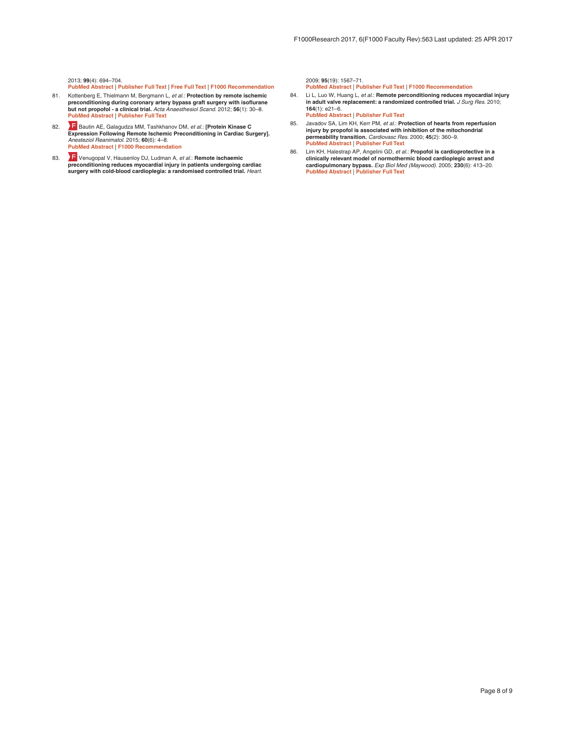2013; **99**(4): 694–704.
PubMed Abstract | Publisher Full Text | Free Full Text | F1000 Recommendation

81. Kottenberg E, Thielmann M, Bergmann L, *et al.*: **Protection by remote ischemic preconditioning during coronary artery bypass graft surgery with isoflurane but not propofol - a clinical trial.** *Acta Anaesthesiol Scand.* 2012; **56**(1): 30–8.
PubMed Abstract | Publisher Full Text

82. Bautin AE, Galagudza MM, Tashkhanov DM, *et al.*: **[Protein Kinase C Expression Following Remote Ischemic Preconditioning in Cardiac Surgery].** *Anesteziol Reanimatol.* 2015; **60**(6): 4–8.
PubMed Abstract | F1000 Recommendation

83. Venugopal V, Hausenloy DJ, Ludman A, *et al.*: **Remote ischaemic preconditioning reduces myocardial injury in patients undergoing cardiac surgery with cold-blood cardioplegia: a randomised controlled trial.** *Heart.* 2009; **95**(19): 1567–71.
PubMed Abstract | Publisher Full Text | F1000 Recommendation

84. Li L, Luo W, Huang L, *et al.*: **Remote perconditioning reduces myocardial injury in adult valve replacement: a randomized controlled trial.** *J Surg Res.* 2010; **164**(1): e21–6.
PubMed Abstract | Publisher Full Text

85. Javadov SA, Lim KH, Kerr PM, *et al.*: **Protection of hearts from reperfusion injury by propofol is associated with inhibition of the mitochondrial permeability transition.** *Cardiovasc Res.* 2000; **45**(2): 360–9.
PubMed Abstract | Publisher Full Text

86. Lim KH, Halestrap AP, Angelini GD, *et al.*: **Propofol is cardioprotective in a clinically relevant model of normothermic blood cardioplegic arrest and cardiopulmonary bypass.** *Exp Biol Med (Maywood).* 2005; **230**(6): 413–20.
PubMed Abstract | Publisher Full Text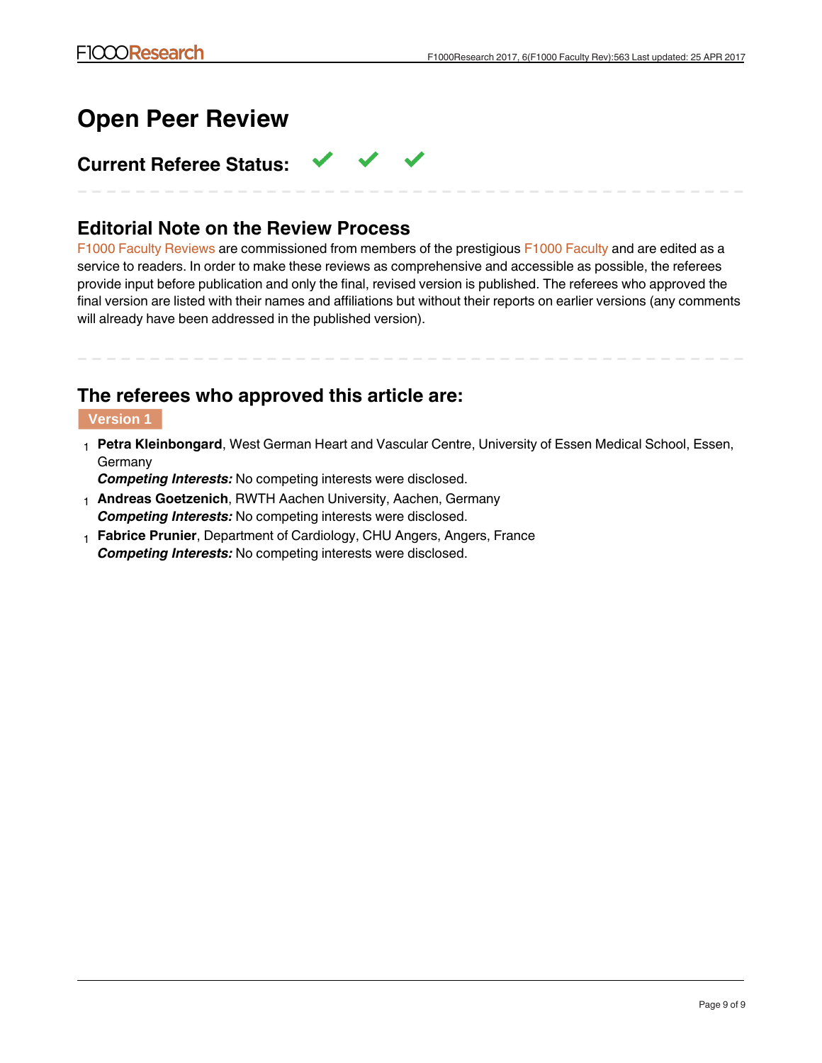# Open Peer Review

## Current Referee Status: ✔ ✔ ✔

## Editorial Note on the Review Process

F1000 Faculty Reviews are commissioned from members of the prestigious F1000 Faculty and are edited as a service to readers. In order to make these reviews as comprehensive and accessible as possible, the referees provide input before publication and only the final, revised version is published. The referees who approved the final version are listed with their names and affiliations but without their reports on earlier versions (any comments will already have been addressed in the published version).

## The referees who approved this article are:

**Version 1**

1. **Petra Kleinbongard**, West German Heart and Vascular Centre, University of Essen Medical School, Essen, Germany
   ***Competing Interests:*** No competing interests were disclosed.
1. **Andreas Goetzenich**, RWTH Aachen University, Aachen, Germany
   ***Competing Interests:*** No competing interests were disclosed.
1. **Fabrice Prunier**, Department of Cardiology, CHU Angers, Angers, France
   ***Competing Interests:*** No competing interests were disclosed.